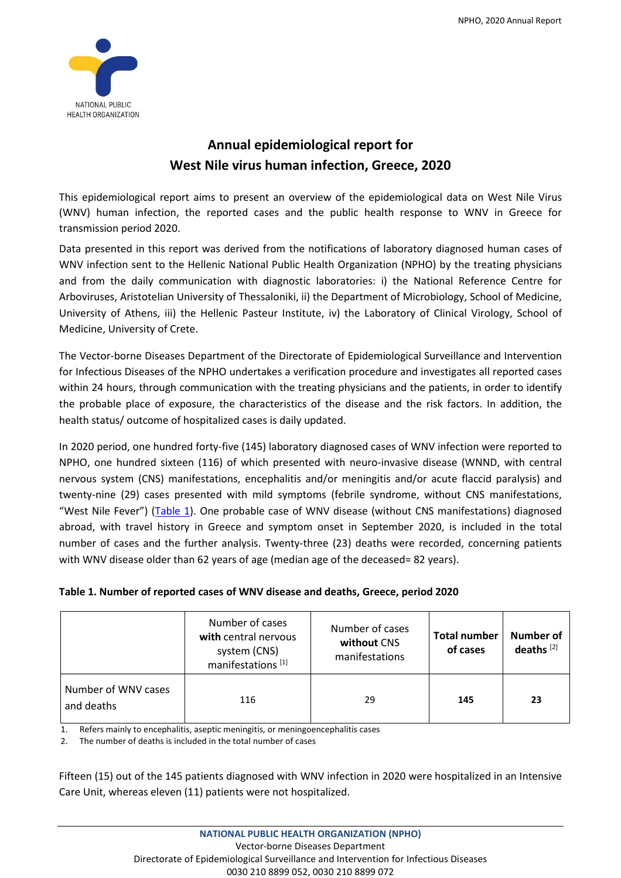NATIONAL PUBLIC HEALTH ORGANIZATION

# Annual epidemiological report for West Nile virus human infection, Greece, 2020

This epidemiological report aims to present an overview of the epidemiological data on West Nile Virus (WNV) human infection, the reported cases and the public health response to WNV in Greece for transmission period 2020.

Data presented in this report was derived from the notifications of laboratory diagnosed human cases of WNV infection sent to the Hellenic National Public Health Organization (NPHO) by the treating physicians and from the daily communication with diagnostic laboratories: i) the National Reference Centre for Arboviruses, Aristotelian University of Thessaloniki, ii) the Department of Microbiology, School of Medicine, University of Athens, iii) the Hellenic Pasteur Institute, iv) the Laboratory of Clinical Virology, School of Medicine, University of Crete.

The Vector-borne Diseases Department of the Directorate of Epidemiological Surveillance and Intervention for Infectious Diseases of the NPHO undertakes a verification procedure and investigates all reported cases within 24 hours, through communication with the treating physicians and the patients, in order to identify the probable place of exposure, the characteristics of the disease and the risk factors. In addition, the health status/ outcome of hospitalized cases is daily updated.

In 2020 period, one hundred forty-five (145) laboratory diagnosed cases of WNV infection were reported to NPHO, one hundred sixteen (116) of which presented with neuro-invasive disease (WNND, with central nervous system (CNS) manifestations, encephalitis and/or meningitis and/or acute flaccid paralysis) and twenty-nine (29) cases presented with mild symptoms (febrile syndrome, without CNS manifestations, "West Nile Fever") (Table 1). One probable case of WNV disease (without CNS manifestations) diagnosed abroad, with travel history in Greece and symptom onset in September 2020, is included in the total number of cases and the further analysis. Twenty-three (23) deaths were recorded, concerning patients with WNV disease older than 62 years of age (median age of the deceased= 82 years).

**Table 1. Number of reported cases of WNV disease and deaths, Greece, period 2020**

| | Number of cases **with** central nervous system (CNS) manifestations [1] | Number of cases **without** CNS manifestations | **Total number of cases** | **Number of deaths** [2] |
|---|---|---|---|---|
| Number of WNV cases and deaths | 116 | 29 | **145** | **23** |

1. Refers mainly to encephalitis, aseptic meningitis, or meningoencephalitis cases
2. The number of deaths is included in the total number of cases

Fifteen (15) out of the 145 patients diagnosed with WNV infection in 2020 were hospitalized in an Intensive Care Unit, whereas eleven (11) patients were not hospitalized.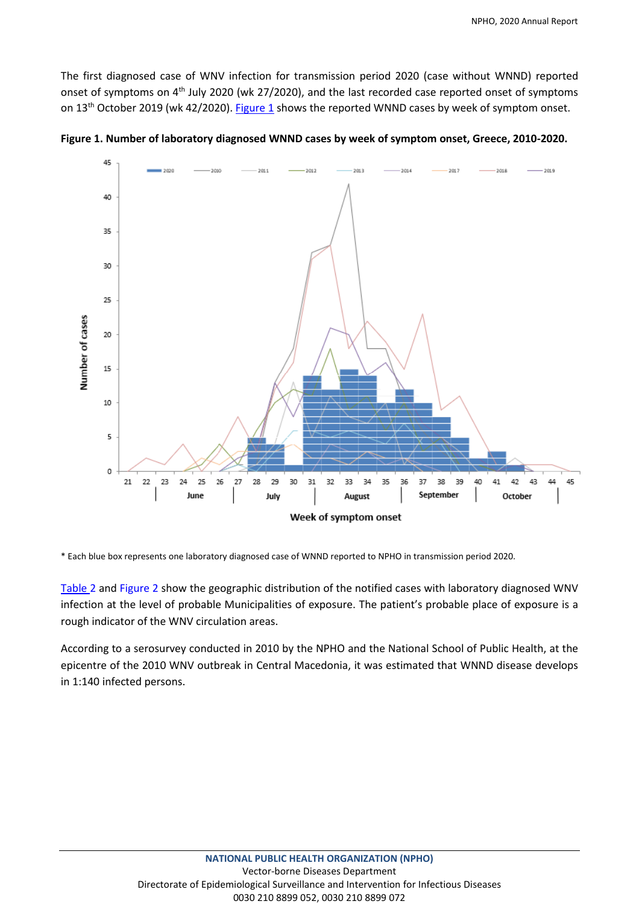The first diagnosed case of WNV infection for transmission period 2020 (case without WNND) reported onset of symptoms on 4th July 2020 (wk 27/2020), and the last recorded case reported onset of symptoms on 13th October 2019 (wk 42/2020). Figure 1 shows the reported WNND cases by week of symptom onset.

**Figure 1. Number of laboratory diagnosed WNND cases by week of symptom onset, Greece, 2010-2020.**

\* Each blue box represents one laboratory diagnosed case of WNND reported to NPHO in transmission period 2020.

Table 2 and Figure 2 show the geographic distribution of the notified cases with laboratory diagnosed WNV infection at the level of probable Municipalities of exposure. The patient's probable place of exposure is a rough indicator of the WNV circulation areas.

According to a serosurvey conducted in 2010 by the NPHO and the National School of Public Health, at the epicentre of the 2010 WNV outbreak in Central Macedonia, it was estimated that WNND disease develops in 1:140 infected persons.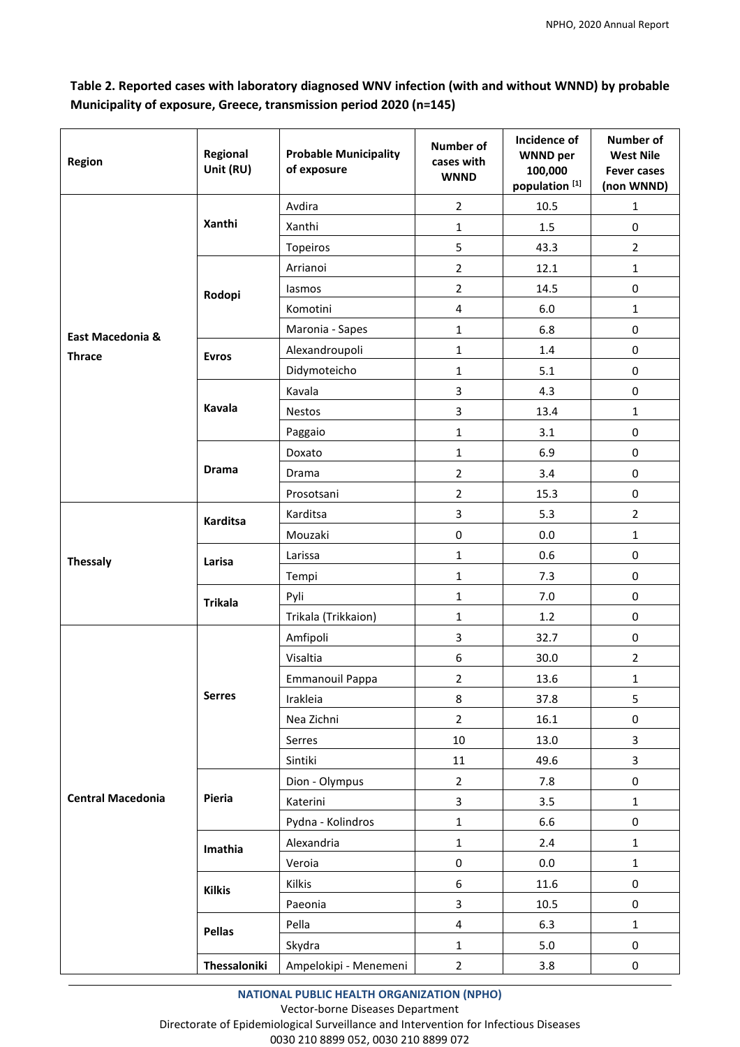**Table 2. Reported cases with laboratory diagnosed WNV infection (with and without WNND) by probable Municipality of exposure, Greece, transmission period 2020 (n=145)**

| Region | Regional Unit (RU) | Probable Municipality of exposure | Number of cases with WNND | Incidence of WNND per 100,000 population [1] | Number of West Nile Fever cases (non WNND) |
|---|---|---|---|---|---|
| East Macedonia & Thrace | Xanthi | Avdira | 2 | 10.5 | 1 |
| | | Xanthi | 1 | 1.5 | 0 |
| | | Topeiros | 5 | 43.3 | 2 |
| | Rodopi | Arrianoi | 2 | 12.1 | 1 |
| | | Iasmos | 2 | 14.5 | 0 |
| | | Komotini | 4 | 6.0 | 1 |
| | | Maronia - Sapes | 1 | 6.8 | 0 |
| | Evros | Alexandroupoli | 1 | 1.4 | 0 |
| | | Didymoteicho | 1 | 5.1 | 0 |
| | Kavala | Kavala | 3 | 4.3 | 0 |
| | | Nestos | 3 | 13.4 | 1 |
| | | Paggaio | 1 | 3.1 | 0 |
| | Drama | Doxato | 1 | 6.9 | 0 |
| | | Drama | 2 | 3.4 | 0 |
| | | Prosotsani | 2 | 15.3 | 0 |
| Thessaly | Karditsa | Karditsa | 3 | 5.3 | 2 |
| | | Mouzaki | 0 | 0.0 | 1 |
| | Larisa | Larissa | 1 | 0.6 | 0 |
| | | Tempi | 1 | 7.3 | 0 |
| | Trikala | Pyli | 1 | 7.0 | 0 |
| | | Trikala (Trikkaion) | 1 | 1.2 | 0 |
| Central Macedonia | Serres | Amfipoli | 3 | 32.7 | 0 |
| | | Visaltia | 6 | 30.0 | 2 |
| | | Emmanouil Pappa | 2 | 13.6 | 1 |
| | | Irakleia | 8 | 37.8 | 5 |
| | | Nea Zichni | 2 | 16.1 | 0 |
| | | Serres | 10 | 13.0 | 3 |
| | | Sintiki | 11 | 49.6 | 3 |
| | Pieria | Dion - Olympus | 2 | 7.8 | 0 |
| | | Katerini | 3 | 3.5 | 1 |
| | | Pydna - Kolindros | 1 | 6.6 | 0 |
| | Imathia | Alexandria | 1 | 2.4 | 1 |
| | | Veroia | 0 | 0.0 | 1 |
| | Kilkis | Kilkis | 6 | 11.6 | 0 |
| | | Paeonia | 3 | 10.5 | 0 |
| | Pellas | Pella | 4 | 6.3 | 1 |
| | | Skydra | 1 | 5.0 | 0 |
| | Thessaloniki | Ampelokipi - Menemeni | 2 | 3.8 | 0 |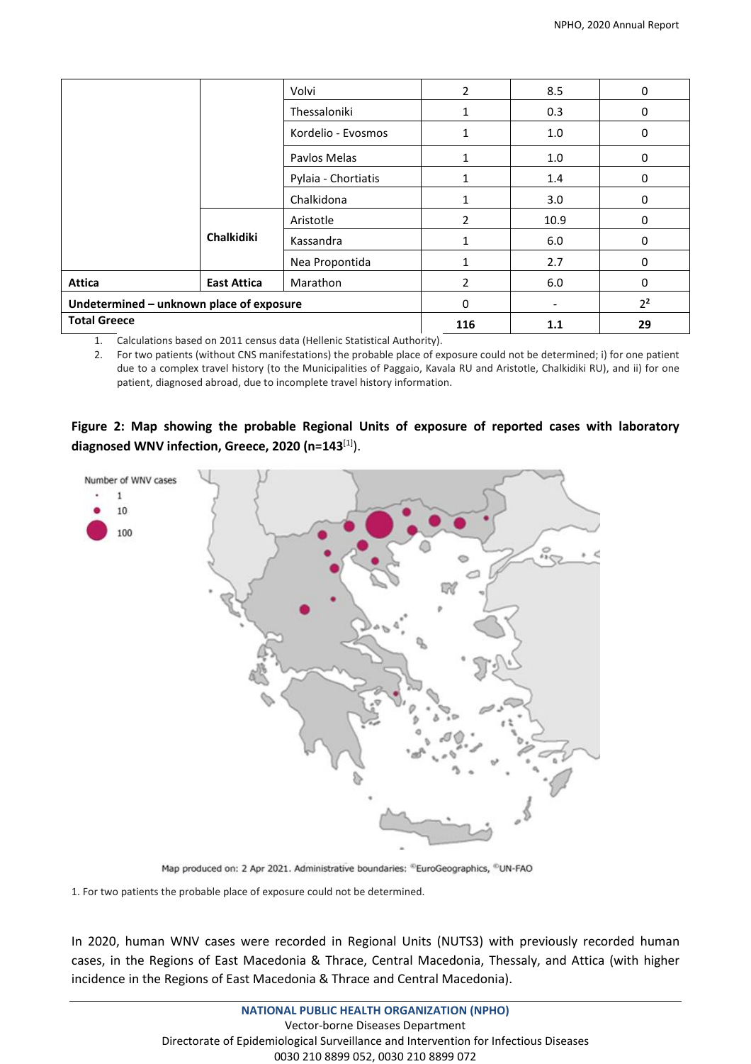| | | | | | |
|---|---|---|---|---|---|
| | | Volvi | 2 | 8.5 | 0 |
| | | Thessaloniki | 1 | 0.3 | 0 |
| | | Kordelio - Evosmos | 1 | 1.0 | 0 |
| | | Pavlos Melas | 1 | 1.0 | 0 |
| | | Pylaia - Chortiatis | 1 | 1.4 | 0 |
| | | Chalkidona | 1 | 3.0 | 0 |
| | **Chalkidiki** | Aristotle | 2 | 10.9 | 0 |
| | | Kassandra | 1 | 6.0 | 0 |
| | | Nea Propontida | 1 | 2.7 | 0 |
| **Attica** | **East Attica** | Marathon | 2 | 6.0 | 0 |
| **Undetermined – unknown place of exposure** | | | 0 | - | 2[2] |
| **Total Greece** | | | **116** | **1.1** | **29** |

1. Calculations based on 2011 census data (Hellenic Statistical Authority).
2. For two patients (without CNS manifestations) the probable place of exposure could not be determined; i) for one patient due to a complex travel history (to the Municipalities of Paggaio, Kavala RU and Aristotle, Chalkidiki RU), and ii) for one patient, diagnosed abroad, due to incomplete travel history information.

**Figure 2: Map showing the probable Regional Units of exposure of reported cases with laboratory diagnosed WNV infection, Greece, 2020 (n=143**[1]**).**

Map produced on: 2 Apr 2021. Administrative boundaries: ©EuroGeographics, ©UN-FAO

1. For two patients the probable place of exposure could not be determined.

In 2020, human WNV cases were recorded in Regional Units (NUTS3) with previously recorded human cases, in the Regions of East Macedonia & Thrace, Central Macedonia, Thessaly, and Attica (with higher incidence in the Regions of East Macedonia & Thrace and Central Macedonia).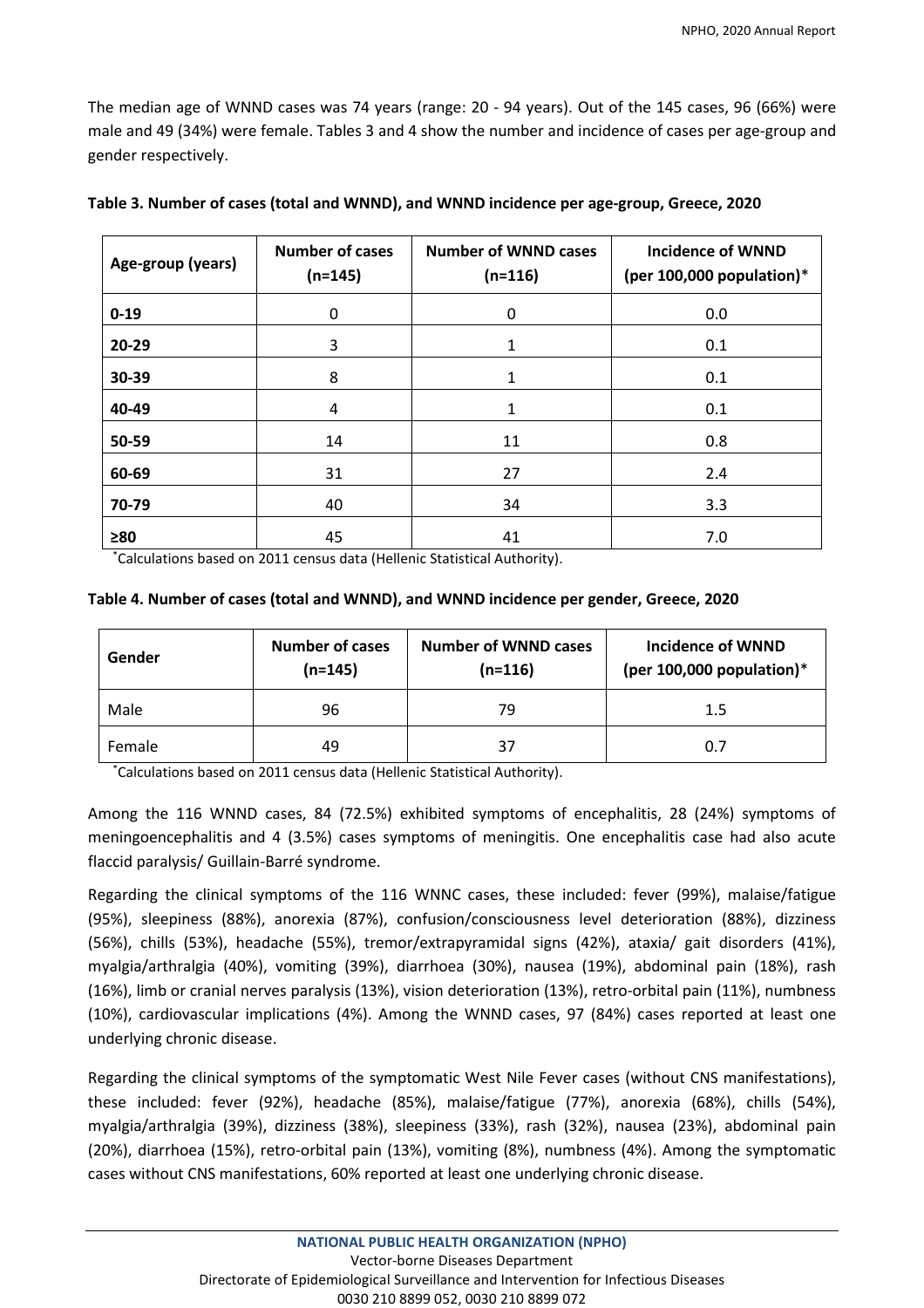The median age of WNND cases was 74 years (range: 20 - 94 years). Out of the 145 cases, 96 (66%) were male and 49 (34%) were female. Tables 3 and 4 show the number and incidence of cases per age-group and gender respectively.

**Table 3. Number of cases (total and WNND), and WNND incidence per age-group, Greece, 2020**

| Age-group (years) | Number of cases (n=145) | Number of WNND cases (n=116) | Incidence of WNND (per 100,000 population)* |
|---|---|---|---|
| **0-19** | 0 | 0 | 0.0 |
| **20-29** | 3 | 1 | 0.1 |
| **30-39** | 8 | 1 | 0.1 |
| **40-49** | 4 | 1 | 0.1 |
| **50-59** | 14 | 11 | 0.8 |
| **60-69** | 31 | 27 | 2.4 |
| **70-79** | 40 | 34 | 3.3 |
| **≥80** | 45 | 41 | 7.0 |

*Calculations based on 2011 census data (Hellenic Statistical Authority).

**Table 4. Number of cases (total and WNND), and WNND incidence per gender, Greece, 2020**

| Gender | Number of cases (n=145) | Number of WNND cases (n=116) | Incidence of WNND (per 100,000 population)* |
|---|---|---|---|
| Male | 96 | 79 | 1.5 |
| Female | 49 | 37 | 0.7 |

*Calculations based on 2011 census data (Hellenic Statistical Authority).

Among the 116 WNND cases, 84 (72.5%) exhibited symptoms of encephalitis, 28 (24%) symptoms of meningoencephalitis and 4 (3.5%) cases symptoms of meningitis. One encephalitis case had also acute flaccid paralysis/ Guillain-Barré syndrome.

Regarding the clinical symptoms of the 116 WNNC cases, these included: fever (99%), malaise/fatigue (95%), sleepiness (88%), anorexia (87%), confusion/consciousness level deterioration (88%), dizziness (56%), chills (53%), headache (55%), tremor/extrapyramidal signs (42%), ataxia/ gait disorders (41%), myalgia/arthralgia (40%), vomiting (39%), diarrhoea (30%), nausea (19%), abdominal pain (18%), rash (16%), limb or cranial nerves paralysis (13%), vision deterioration (13%), retro-orbital pain (11%), numbness (10%), cardiovascular implications (4%). Among the WNND cases, 97 (84%) cases reported at least one underlying chronic disease.

Regarding the clinical symptoms of the symptomatic West Nile Fever cases (without CNS manifestations), these included: fever (92%), headache (85%), malaise/fatigue (77%), anorexia (68%), chills (54%), myalgia/arthralgia (39%), dizziness (38%), sleepiness (33%), rash (32%), nausea (23%), abdominal pain (20%), diarrhoea (15%), retro-orbital pain (13%), vomiting (8%), numbness (4%). Among the symptomatic cases without CNS manifestations, 60% reported at least one underlying chronic disease.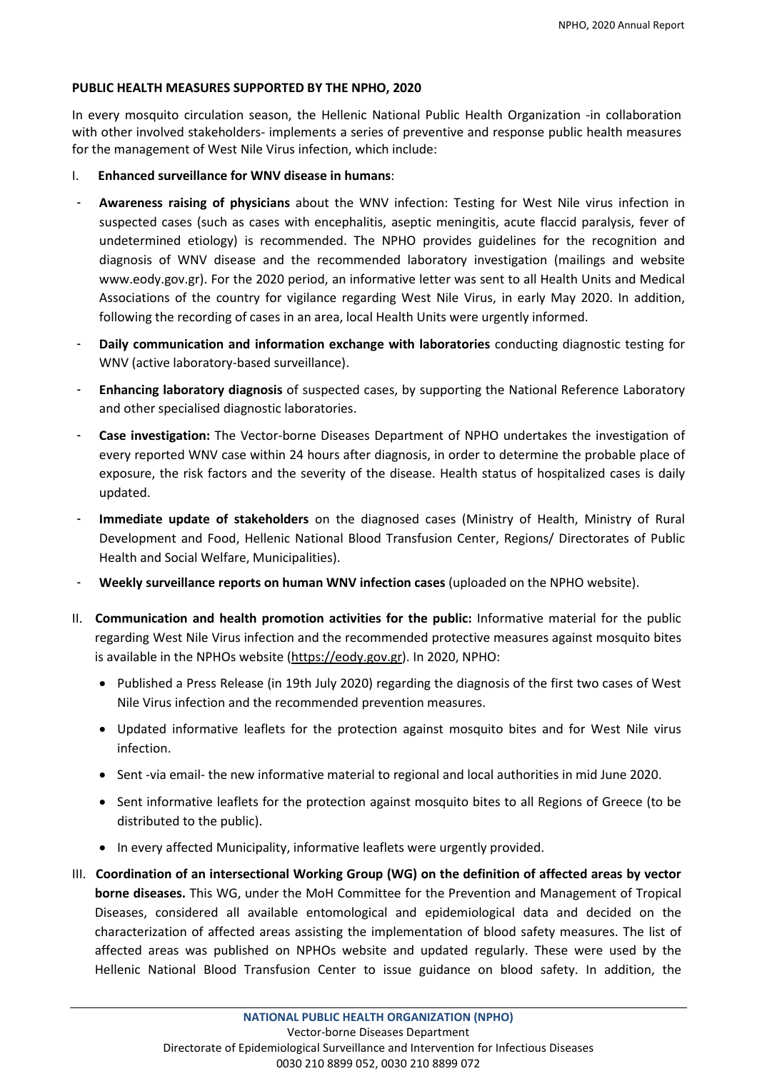**PUBLIC HEALTH MEASURES SUPPORTED BY THE NPHO, 2020**

In every mosquito circulation season, the Hellenic National Public Health Organization -in collaboration with other involved stakeholders- implements a series of preventive and response public health measures for the management of West Nile Virus infection, which include:

I. **Enhanced surveillance for WNV disease in humans**:

- **Awareness raising of physicians** about the WNV infection: Testing for West Nile virus infection in suspected cases (such as cases with encephalitis, aseptic meningitis, acute flaccid paralysis, fever of undetermined etiology) is recommended. The NPHO provides guidelines for the recognition and diagnosis of WNV disease and the recommended laboratory investigation (mailings and website www.eody.gov.gr). For the 2020 period, an informative letter was sent to all Health Units and Medical Associations of the country for vigilance regarding West Nile Virus, in early May 2020. In addition, following the recording of cases in an area, local Health Units were urgently informed.
- **Daily communication and information exchange with laboratories** conducting diagnostic testing for WNV (active laboratory-based surveillance).
- **Enhancing laboratory diagnosis** of suspected cases, by supporting the National Reference Laboratory and other specialised diagnostic laboratories.
- **Case investigation:** The Vector-borne Diseases Department of NPHO undertakes the investigation of every reported WNV case within 24 hours after diagnosis, in order to determine the probable place of exposure, the risk factors and the severity of the disease. Health status of hospitalized cases is daily updated.
- **Immediate update of stakeholders** on the diagnosed cases (Ministry of Health, Ministry of Rural Development and Food, Hellenic National Blood Transfusion Center, Regions/ Directorates of Public Health and Social Welfare, Municipalities).
- **Weekly surveillance reports on human WNV infection cases** (uploaded on the NPHO website).

II. **Communication and health promotion activities for the public:** Informative material for the public regarding West Nile Virus infection and the recommended protective measures against mosquito bites is available in the NPHOs website (https://eody.gov.gr). In 2020, NPHO:

- Published a Press Release (in 19th July 2020) regarding the diagnosis of the first two cases of West Nile Virus infection and the recommended prevention measures.
- Updated informative leaflets for the protection against mosquito bites and for West Nile virus infection.
- Sent -via email- the new informative material to regional and local authorities in mid June 2020.
- Sent informative leaflets for the protection against mosquito bites to all Regions of Greece (to be distributed to the public).
- In every affected Municipality, informative leaflets were urgently provided.

III. **Coordination of an intersectional Working Group (WG) on the definition of affected areas by vector borne diseases.** This WG, under the MoH Committee for the Prevention and Management of Tropical Diseases, considered all available entomological and epidemiological data and decided on the characterization of affected areas assisting the implementation of blood safety measures. The list of affected areas was published on NPHOs website and updated regularly. These were used by the Hellenic National Blood Transfusion Center to issue guidance on blood safety. In addition, the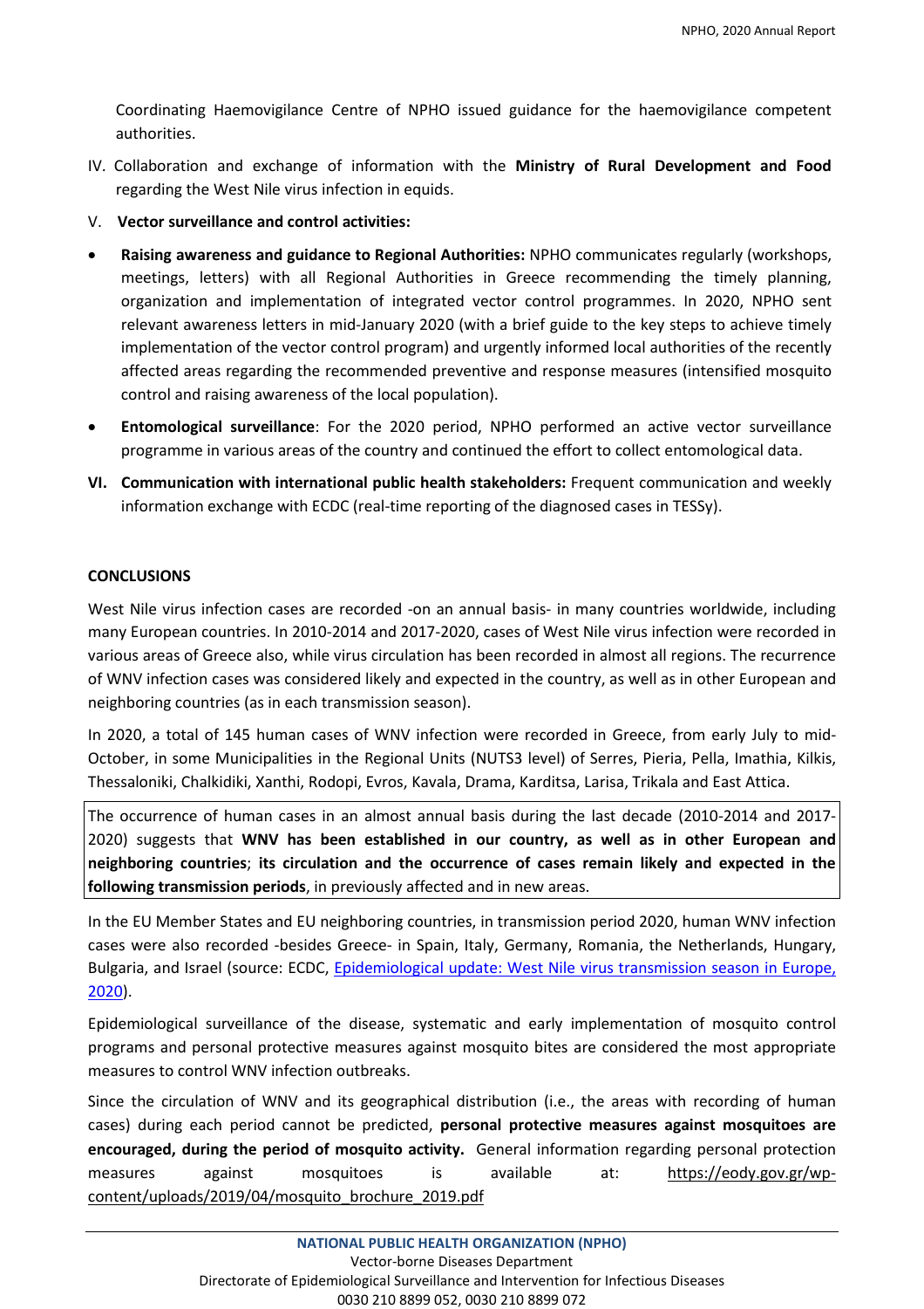Coordinating Haemovigilance Centre of NPHO issued guidance for the haemovigilance competent authorities.

IV. Collaboration and exchange of information with the **Ministry of Rural Development and Food** regarding the West Nile virus infection in equids.

V. **Vector surveillance and control activities:**

- **Raising awareness and guidance to Regional Authorities:** NPHO communicates regularly (workshops, meetings, letters) with all Regional Authorities in Greece recommending the timely planning, organization and implementation of integrated vector control programmes. In 2020, NPHO sent relevant awareness letters in mid-January 2020 (with a brief guide to the key steps to achieve timely implementation of the vector control program) and urgently informed local authorities of the recently affected areas regarding the recommended preventive and response measures (intensified mosquito control and raising awareness of the local population).
- **Entomological surveillance**: For the 2020 period, NPHO performed an active vector surveillance programme in various areas of the country and continued the effort to collect entomological data.

**VI. Communication with international public health stakeholders:** Frequent communication and weekly information exchange with ECDC (real-time reporting of the diagnosed cases in TESSy).

## CONCLUSIONS

West Nile virus infection cases are recorded -on an annual basis- in many countries worldwide, including many European countries. In 2010-2014 and 2017-2020, cases of West Nile virus infection were recorded in various areas of Greece also, while virus circulation has been recorded in almost all regions. The recurrence of WNV infection cases was considered likely and expected in the country, as well as in other European and neighboring countries (as in each transmission season).

In 2020, a total of 145 human cases of WNV infection were recorded in Greece, from early July to mid-October, in some Municipalities in the Regional Units (NUTS3 level) of Serres, Pieria, Pella, Imathia, Kilkis, Thessaloniki, Chalkidiki, Xanthi, Rodopi, Evros, Kavala, Drama, Karditsa, Larisa, Trikala and East Attica.

The occurrence of human cases in an almost annual basis during the last decade (2010-2014 and 2017-2020) suggests that **WNV has been established in our country, as well as in other European and neighboring countries**; **its circulation and the occurrence of cases remain likely and expected in the following transmission periods**, in previously affected and in new areas.

In the EU Member States and EU neighboring countries, in transmission period 2020, human WNV infection cases were also recorded -besides Greece- in Spain, Italy, Germany, Romania, the Netherlands, Hungary, Bulgaria, and Israel (source: ECDC, [Epidemiological update: West Nile virus transmission season in Europe, 2020]).

Epidemiological surveillance of the disease, systematic and early implementation of mosquito control programs and personal protective measures against mosquito bites are considered the most appropriate measures to control WNV infection outbreaks.

Since the circulation of WNV and its geographical distribution (i.e., the areas with recording of human cases) during each period cannot be predicted, **personal protective measures against mosquitoes are encouraged, during the period of mosquito activity.** General information regarding personal protection measures against mosquitoes is available at: https://eody.gov.gr/wp-content/uploads/2019/04/mosquito_brochure_2019.pdf

**NATIONAL PUBLIC HEALTH ORGANIZATION (NPHO)**
Vector-borne Diseases Department
Directorate of Epidemiological Surveillance and Intervention for Infectious Diseases
0030 210 8899 052, 0030 210 8899 072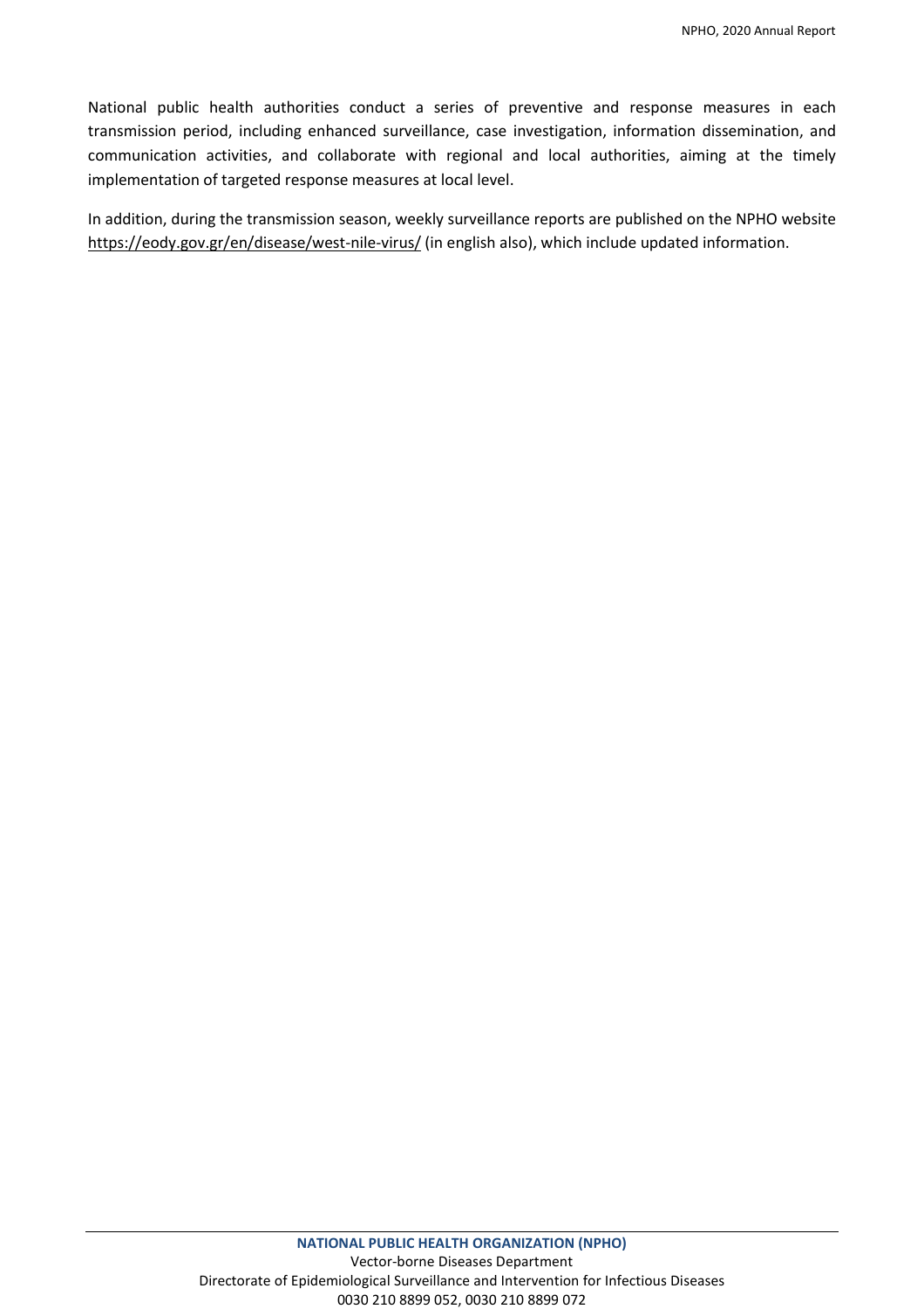National public health authorities conduct a series of preventive and response measures in each transmission period, including enhanced surveillance, case investigation, information dissemination, and communication activities, and collaborate with regional and local authorities, aiming at the timely implementation of targeted response measures at local level.

In addition, during the transmission season, weekly surveillance reports are published on the NPHO website https://eody.gov.gr/en/disease/west-nile-virus/ (in english also), which include updated information.

**NATIONAL PUBLIC HEALTH ORGANIZATION (NPHO)**
Vector-borne Diseases Department
Directorate of Epidemiological Surveillance and Intervention for Infectious Diseases
0030 210 8899 052, 0030 210 8899 072